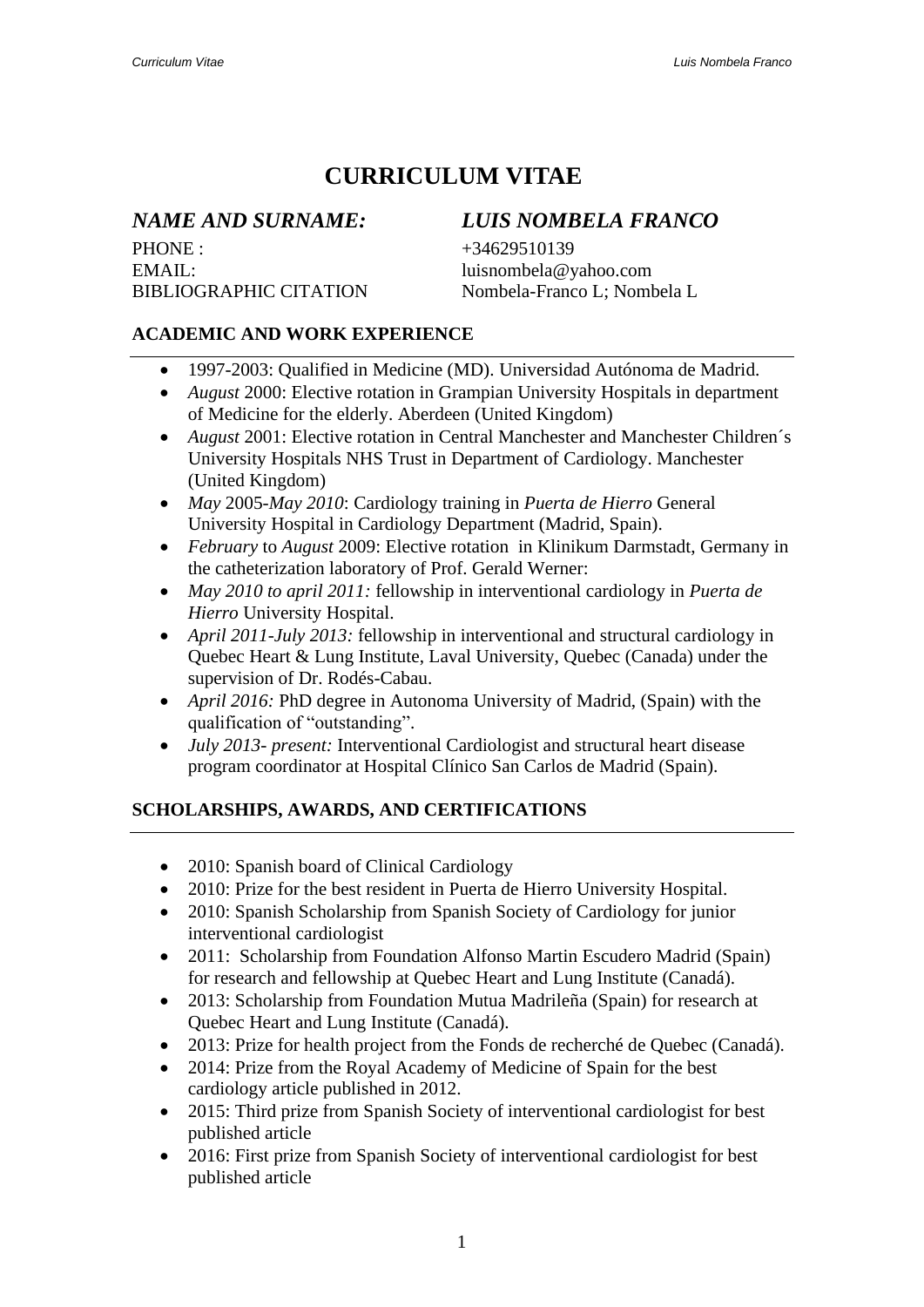# CURRICULUM VITAE

## *NAME AND SURNAME:* *LUIS NOMBELA FRANCO*

PHONE : +34629510139
EMAIL: luisnombela@yahoo.com
BIBLIOGRAPHIC CITATION Nombela-Franco L; Nombela L

### ACADEMIC AND WORK EXPERIENCE

- 1997-2003: Qualified in Medicine (MD). Universidad Autónoma de Madrid.
- *August* 2000: Elective rotation in Grampian University Hospitals in department of Medicine for the elderly. Aberdeen (United Kingdom)
- *August* 2001: Elective rotation in Central Manchester and Manchester Children´s University Hospitals NHS Trust in Department of Cardiology. Manchester (United Kingdom)
- *May* 2005-*May 2010*: Cardiology training in *Puerta de Hierro* General University Hospital in Cardiology Department (Madrid, Spain).
- *February* to *August* 2009: Elective rotation in Klinikum Darmstadt, Germany in the catheterization laboratory of Prof. Gerald Werner:
- *May 2010 to april 2011:* fellowship in interventional cardiology in *Puerta de Hierro* University Hospital.
- *April 2011-July 2013:* fellowship in interventional and structural cardiology in Quebec Heart & Lung Institute, Laval University, Quebec (Canada) under the supervision of Dr. Rodés-Cabau.
- *April 2016:* PhD degree in Autonoma University of Madrid, (Spain) with the qualification of "outstanding".
- *July 2013- present:* Interventional Cardiologist and structural heart disease program coordinator at Hospital Clínico San Carlos de Madrid (Spain).

### SCHOLARSHIPS, AWARDS, AND CERTIFICATIONS

- 2010: Spanish board of Clinical Cardiology
- 2010: Prize for the best resident in Puerta de Hierro University Hospital.
- 2010: Spanish Scholarship from Spanish Society of Cardiology for junior interventional cardiologist
- 2011: Scholarship from Foundation Alfonso Martin Escudero Madrid (Spain) for research and fellowship at Quebec Heart and Lung Institute (Canadá).
- 2013: Scholarship from Foundation Mutua Madrileña (Spain) for research at Quebec Heart and Lung Institute (Canadá).
- 2013: Prize for health project from the Fonds de recherché de Quebec (Canadá).
- 2014: Prize from the Royal Academy of Medicine of Spain for the best cardiology article published in 2012.
- 2015: Third prize from Spanish Society of interventional cardiologist for best published article
- 2016: First prize from Spanish Society of interventional cardiologist for best published article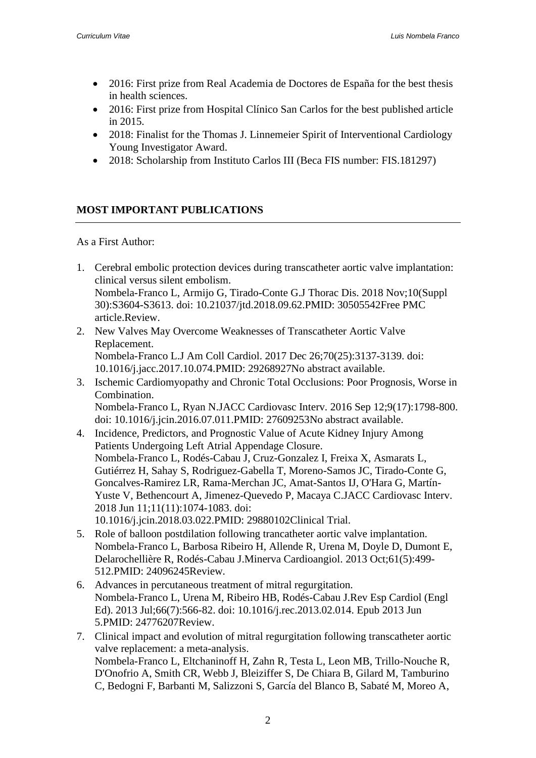- 2016: First prize from Real Academia de Doctores de España for the best thesis in health sciences.
- 2016: First prize from Hospital Clínico San Carlos for the best published article in 2015.
- 2018: Finalist for the Thomas J. Linnemeier Spirit of Interventional Cardiology Young Investigator Award.
- 2018: Scholarship from Instituto Carlos III (Beca FIS number: FIS.181297)

## MOST IMPORTANT PUBLICATIONS

As a First Author:

1. Cerebral embolic protection devices during transcatheter aortic valve implantation: clinical versus silent embolism.
   Nombela-Franco L, Armijo G, Tirado-Conte G.J Thorac Dis. 2018 Nov;10(Suppl 30):S3604-S3613. doi: 10.21037/jtd.2018.09.62.PMID: 30505542Free PMC article.Review.
2. New Valves May Overcome Weaknesses of Transcatheter Aortic Valve Replacement.
   Nombela-Franco L.J Am Coll Cardiol. 2017 Dec 26;70(25):3137-3139. doi: 10.1016/j.jacc.2017.10.074.PMID: 29268927No abstract available.
3. Ischemic Cardiomyopathy and Chronic Total Occlusions: Poor Prognosis, Worse in Combination.
   Nombela-Franco L, Ryan N.JACC Cardiovasc Interv. 2016 Sep 12;9(17):1798-800. doi: 10.1016/j.jcin.2016.07.011.PMID: 27609253No abstract available.
4. Incidence, Predictors, and Prognostic Value of Acute Kidney Injury Among Patients Undergoing Left Atrial Appendage Closure.
   Nombela-Franco L, Rodés-Cabau J, Cruz-Gonzalez I, Freixa X, Asmarats L, Gutiérrez H, Sahay S, Rodriguez-Gabella T, Moreno-Samos JC, Tirado-Conte G, Goncalves-Ramirez LR, Rama-Merchan JC, Amat-Santos IJ, O'Hara G, Martín-Yuste V, Bethencourt A, Jimenez-Quevedo P, Macaya C.JACC Cardiovasc Interv. 2018 Jun 11;11(11):1074-1083. doi: 10.1016/j.jcin.2018.03.022.PMID: 29880102Clinical Trial.
5. Role of balloon postdilation following trancatheter aortic valve implantation.
   Nombela-Franco L, Barbosa Ribeiro H, Allende R, Urena M, Doyle D, Dumont E, Delarochellière R, Rodés-Cabau J.Minerva Cardioangiol. 2013 Oct;61(5):499-512.PMID: 24096245Review.
6. Advances in percutaneous treatment of mitral regurgitation.
   Nombela-Franco L, Urena M, Ribeiro HB, Rodés-Cabau J.Rev Esp Cardiol (Engl Ed). 2013 Jul;66(7):566-82. doi: 10.1016/j.rec.2013.02.014. Epub 2013 Jun 5.PMID: 24776207Review.
7. Clinical impact and evolution of mitral regurgitation following transcatheter aortic valve replacement: a meta-analysis.
   Nombela-Franco L, Eltchaninoff H, Zahn R, Testa L, Leon MB, Trillo-Nouche R, D'Onofrio A, Smith CR, Webb J, Bleiziffer S, De Chiara B, Gilard M, Tamburino C, Bedogni F, Barbanti M, Salizzoni S, García del Blanco B, Sabaté M, Moreo A,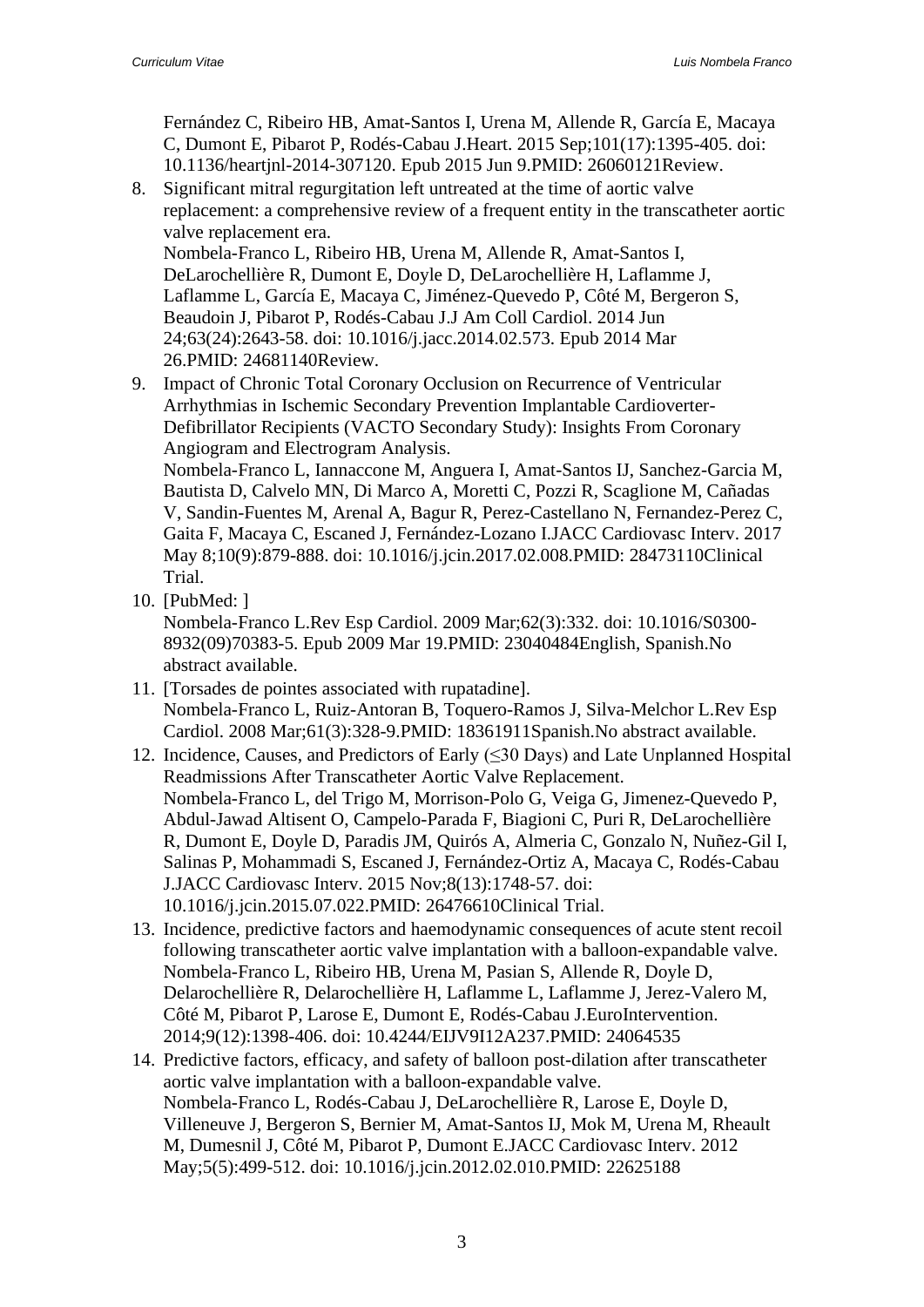Fernández C, Ribeiro HB, Amat-Santos I, Urena M, Allende R, García E, Macaya C, Dumont E, Pibarot P, Rodés-Cabau J.Heart. 2015 Sep;101(17):1395-405. doi: 10.1136/heartjnl-2014-307120. Epub 2015 Jun 9.PMID: 26060121Review.

8. Significant mitral regurgitation left untreated at the time of aortic valve replacement: a comprehensive review of a frequent entity in the transcatheter aortic valve replacement era.
   Nombela-Franco L, Ribeiro HB, Urena M, Allende R, Amat-Santos I, DeLarochellière R, Dumont E, Doyle D, DeLarochellière H, Laflamme J, Laflamme L, García E, Macaya C, Jiménez-Quevedo P, Côté M, Bergeron S, Beaudoin J, Pibarot P, Rodés-Cabau J.J Am Coll Cardiol. 2014 Jun 24;63(24):2643-58. doi: 10.1016/j.jacc.2014.02.573. Epub 2014 Mar 26.PMID: 24681140Review.
9. Impact of Chronic Total Coronary Occlusion on Recurrence of Ventricular Arrhythmias in Ischemic Secondary Prevention Implantable Cardioverter-Defibrillator Recipients (VACTO Secondary Study): Insights From Coronary Angiogram and Electrogram Analysis.
   Nombela-Franco L, Iannaccone M, Anguera I, Amat-Santos IJ, Sanchez-Garcia M, Bautista D, Calvelo MN, Di Marco A, Moretti C, Pozzi R, Scaglione M, Cañadas V, Sandin-Fuentes M, Arenal A, Bagur R, Perez-Castellano N, Fernandez-Perez C, Gaita F, Macaya C, Escaned J, Fernández-Lozano I.JACC Cardiovasc Interv. 2017 May 8;10(9):879-888. doi: 10.1016/j.jcin.2017.02.008.PMID: 28473110Clinical Trial.
10. [PubMed: ]
    Nombela-Franco L.Rev Esp Cardiol. 2009 Mar;62(3):332. doi: 10.1016/S0300-8932(09)70383-5. Epub 2009 Mar 19.PMID: 23040484English, Spanish.No abstract available.
11. [Torsades de pointes associated with rupatadine].
    Nombela-Franco L, Ruiz-Antoran B, Toquero-Ramos J, Silva-Melchor L.Rev Esp Cardiol. 2008 Mar;61(3):328-9.PMID: 18361911Spanish.No abstract available.
12. Incidence, Causes, and Predictors of Early (≤30 Days) and Late Unplanned Hospital Readmissions After Transcatheter Aortic Valve Replacement.
    Nombela-Franco L, del Trigo M, Morrison-Polo G, Veiga G, Jimenez-Quevedo P, Abdul-Jawad Altisent O, Campelo-Parada F, Biagioni C, Puri R, DeLarochellière R, Dumont E, Doyle D, Paradis JM, Quirós A, Almeria C, Gonzalo N, Nuñez-Gil I, Salinas P, Mohammadi S, Escaned J, Fernández-Ortiz A, Macaya C, Rodés-Cabau J.JACC Cardiovasc Interv. 2015 Nov;8(13):1748-57. doi: 10.1016/j.jcin.2015.07.022.PMID: 26476610Clinical Trial.
13. Incidence, predictive factors and haemodynamic consequences of acute stent recoil following transcatheter aortic valve implantation with a balloon-expandable valve.
    Nombela-Franco L, Ribeiro HB, Urena M, Pasian S, Allende R, Doyle D, Delarochellière R, Delarochellière H, Laflamme L, Laflamme J, Jerez-Valero M, Côté M, Pibarot P, Larose E, Dumont E, Rodés-Cabau J.EuroIntervention. 2014;9(12):1398-406. doi: 10.4244/EIJV9I12A237.PMID: 24064535
14. Predictive factors, efficacy, and safety of balloon post-dilation after transcatheter aortic valve implantation with a balloon-expandable valve.
    Nombela-Franco L, Rodés-Cabau J, DeLarochellière R, Larose E, Doyle D, Villeneuve J, Bergeron S, Bernier M, Amat-Santos IJ, Mok M, Urena M, Rheault M, Dumesnil J, Côté M, Pibarot P, Dumont E.JACC Cardiovasc Interv. 2012 May;5(5):499-512. doi: 10.1016/j.jcin.2012.02.010.PMID: 22625188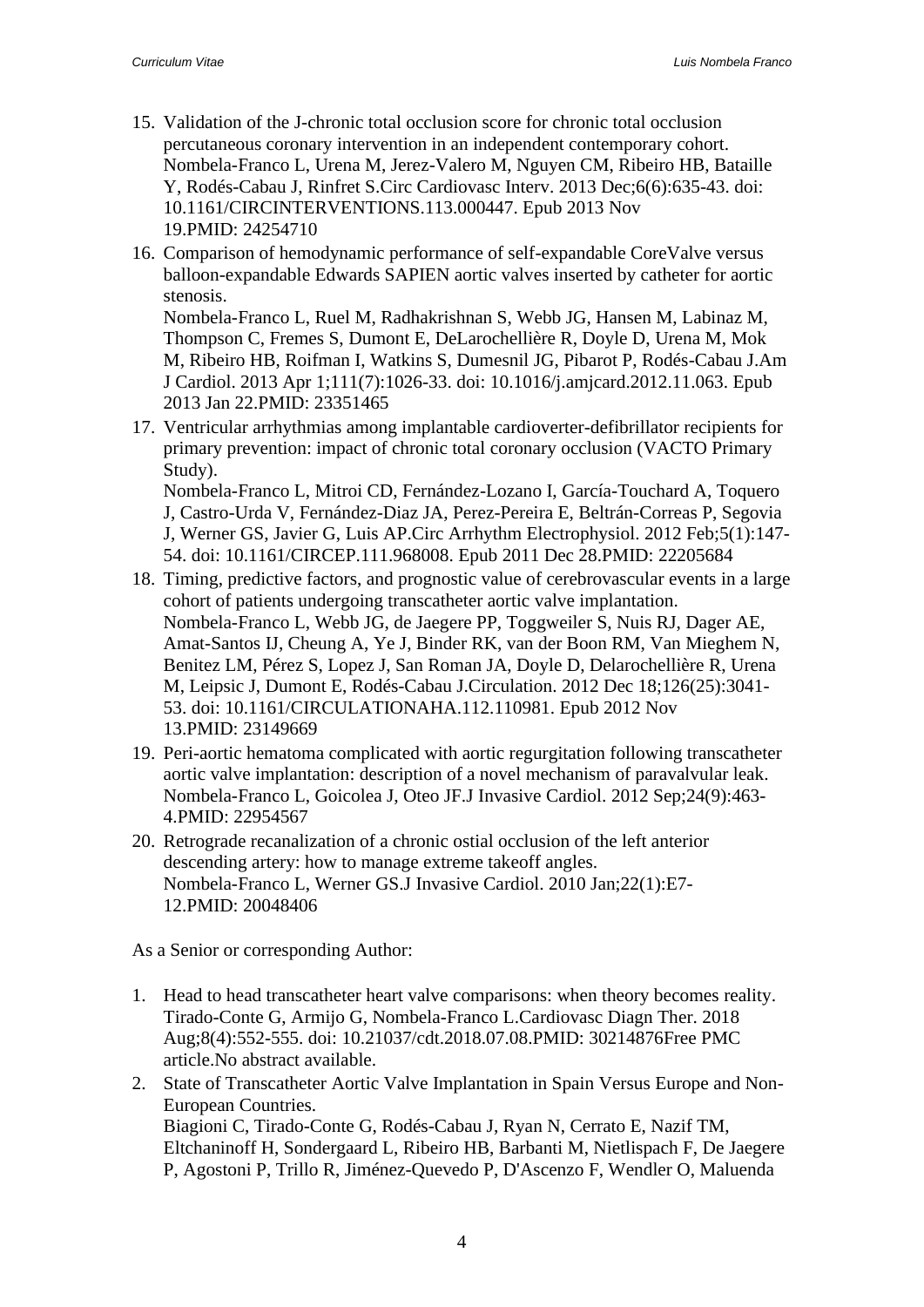15. Validation of the J-chronic total occlusion score for chronic total occlusion percutaneous coronary intervention in an independent contemporary cohort.
    Nombela-Franco L, Urena M, Jerez-Valero M, Nguyen CM, Ribeiro HB, Bataille Y, Rodés-Cabau J, Rinfret S.Circ Cardiovasc Interv. 2013 Dec;6(6):635-43. doi: 10.1161/CIRCINTERVENTIONS.113.000447. Epub 2013 Nov 19.PMID: 24254710
16. Comparison of hemodynamic performance of self-expandable CoreValve versus balloon-expandable Edwards SAPIEN aortic valves inserted by catheter for aortic stenosis.
    Nombela-Franco L, Ruel M, Radhakrishnan S, Webb JG, Hansen M, Labinaz M, Thompson C, Fremes S, Dumont E, DeLarochellière R, Doyle D, Urena M, Mok M, Ribeiro HB, Roifman I, Watkins S, Dumesnil JG, Pibarot P, Rodés-Cabau J.Am J Cardiol. 2013 Apr 1;111(7):1026-33. doi: 10.1016/j.amjcard.2012.11.063. Epub 2013 Jan 22.PMID: 23351465
17. Ventricular arrhythmias among implantable cardioverter-defibrillator recipients for primary prevention: impact of chronic total coronary occlusion (VACTO Primary Study).
    Nombela-Franco L, Mitroi CD, Fernández-Lozano I, García-Touchard A, Toquero J, Castro-Urda V, Fernández-Diaz JA, Perez-Pereira E, Beltrán-Correas P, Segovia J, Werner GS, Javier G, Luis AP.Circ Arrhythm Electrophysiol. 2012 Feb;5(1):147-54. doi: 10.1161/CIRCEP.111.968008. Epub 2011 Dec 28.PMID: 22205684
18. Timing, predictive factors, and prognostic value of cerebrovascular events in a large cohort of patients undergoing transcatheter aortic valve implantation.
    Nombela-Franco L, Webb JG, de Jaegere PP, Toggweiler S, Nuis RJ, Dager AE, Amat-Santos IJ, Cheung A, Ye J, Binder RK, van der Boon RM, Van Mieghem N, Benitez LM, Pérez S, Lopez J, San Roman JA, Doyle D, Delarochellière R, Urena M, Leipsic J, Dumont E, Rodés-Cabau J.Circulation. 2012 Dec 18;126(25):3041-53. doi: 10.1161/CIRCULATIONAHA.112.110981. Epub 2012 Nov 13.PMID: 23149669
19. Peri-aortic hematoma complicated with aortic regurgitation following transcatheter aortic valve implantation: description of a novel mechanism of paravalvular leak.
    Nombela-Franco L, Goicolea J, Oteo JF.J Invasive Cardiol. 2012 Sep;24(9):463-4.PMID: 22954567
20. Retrograde recanalization of a chronic ostial occlusion of the left anterior descending artery: how to manage extreme takeoff angles.
    Nombela-Franco L, Werner GS.J Invasive Cardiol. 2010 Jan;22(1):E7-12.PMID: 20048406

As a Senior or corresponding Author:

1. Head to head transcatheter heart valve comparisons: when theory becomes reality.
   Tirado-Conte G, Armijo G, Nombela-Franco L.Cardiovasc Diagn Ther. 2018 Aug;8(4):552-555. doi: 10.21037/cdt.2018.07.08.PMID: 30214876Free PMC article.No abstract available.
2. State of Transcatheter Aortic Valve Implantation in Spain Versus Europe and Non-European Countries.
   Biagioni C, Tirado-Conte G, Rodés-Cabau J, Ryan N, Cerrato E, Nazif TM, Eltchaninoff H, Sondergaard L, Ribeiro HB, Barbanti M, Nietlispach F, De Jaegere P, Agostoni P, Trillo R, Jiménez-Quevedo P, D'Ascenzo F, Wendler O, Maluenda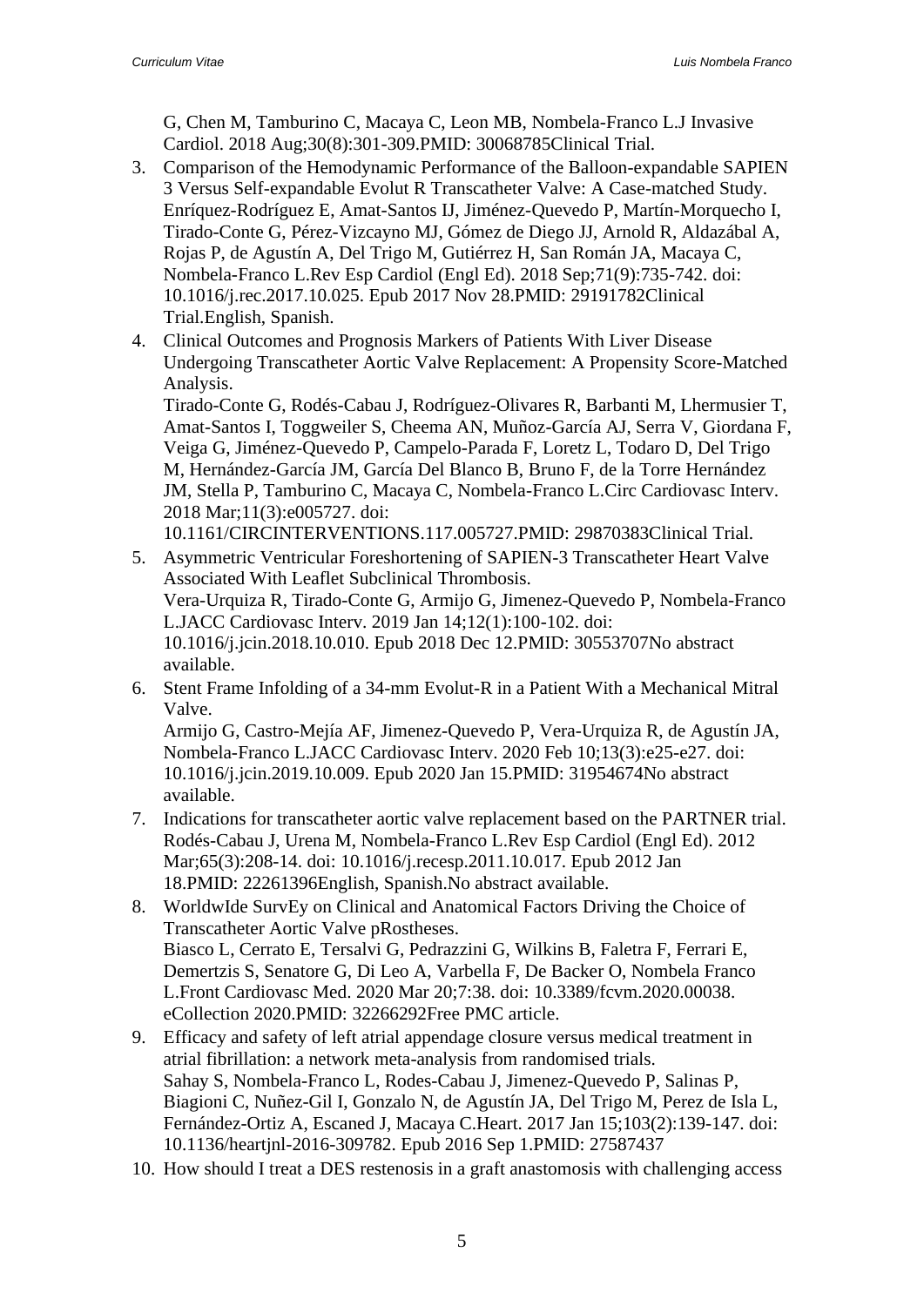G, Chen M, Tamburino C, Macaya C, Leon MB, Nombela-Franco L.J Invasive Cardiol. 2018 Aug;30(8):301-309.PMID: 30068785Clinical Trial.

3. Comparison of the Hemodynamic Performance of the Balloon-expandable SAPIEN 3 Versus Self-expandable Evolut R Transcatheter Valve: A Case-matched Study. Enríquez-Rodríguez E, Amat-Santos IJ, Jiménez-Quevedo P, Martín-Morquecho I, Tirado-Conte G, Pérez-Vizcayno MJ, Gómez de Diego JJ, Arnold R, Aldazábal A, Rojas P, de Agustín A, Del Trigo M, Gutiérrez H, San Román JA, Macaya C, Nombela-Franco L.Rev Esp Cardiol (Engl Ed). 2018 Sep;71(9):735-742. doi: 10.1016/j.rec.2017.10.025. Epub 2017 Nov 28.PMID: 29191782Clinical Trial.English, Spanish.
4. Clinical Outcomes and Prognosis Markers of Patients With Liver Disease Undergoing Transcatheter Aortic Valve Replacement: A Propensity Score-Matched Analysis.
   Tirado-Conte G, Rodés-Cabau J, Rodríguez-Olivares R, Barbanti M, Lhermusier T, Amat-Santos I, Toggweiler S, Cheema AN, Muñoz-García AJ, Serra V, Giordana F, Veiga G, Jiménez-Quevedo P, Campelo-Parada F, Loretz L, Todaro D, Del Trigo M, Hernández-García JM, García Del Blanco B, Bruno F, de la Torre Hernández JM, Stella P, Tamburino C, Macaya C, Nombela-Franco L.Circ Cardiovasc Interv. 2018 Mar;11(3):e005727. doi: 10.1161/CIRCINTERVENTIONS.117.005727.PMID: 29870383Clinical Trial.
5. Asymmetric Ventricular Foreshortening of SAPIEN-3 Transcatheter Heart Valve Associated With Leaflet Subclinical Thrombosis.
   Vera-Urquiza R, Tirado-Conte G, Armijo G, Jimenez-Quevedo P, Nombela-Franco L.JACC Cardiovasc Interv. 2019 Jan 14;12(1):100-102. doi: 10.1016/j.jcin.2018.10.010. Epub 2018 Dec 12.PMID: 30553707No abstract available.
6. Stent Frame Infolding of a 34-mm Evolut-R in a Patient With a Mechanical Mitral Valve.
   Armijo G, Castro-Mejía AF, Jimenez-Quevedo P, Vera-Urquiza R, de Agustín JA, Nombela-Franco L.JACC Cardiovasc Interv. 2020 Feb 10;13(3):e25-e27. doi: 10.1016/j.jcin.2019.10.009. Epub 2020 Jan 15.PMID: 31954674No abstract available.
7. Indications for transcatheter aortic valve replacement based on the PARTNER trial. Rodés-Cabau J, Urena M, Nombela-Franco L.Rev Esp Cardiol (Engl Ed). 2012 Mar;65(3):208-14. doi: 10.1016/j.recesp.2011.10.017. Epub 2012 Jan 18.PMID: 22261396English, Spanish.No abstract available.
8. WorldwIde SurvEy on Clinical and Anatomical Factors Driving the Choice of Transcatheter Aortic Valve pRostheses.
   Biasco L, Cerrato E, Tersalvi G, Pedrazzini G, Wilkins B, Faletra F, Ferrari E, Demertzis S, Senatore G, Di Leo A, Varbella F, De Backer O, Nombela Franco L.Front Cardiovasc Med. 2020 Mar 20;7:38. doi: 10.3389/fcvm.2020.00038. eCollection 2020.PMID: 32266292Free PMC article.
9. Efficacy and safety of left atrial appendage closure versus medical treatment in atrial fibrillation: a network meta-analysis from randomised trials.
   Sahay S, Nombela-Franco L, Rodes-Cabau J, Jimenez-Quevedo P, Salinas P, Biagioni C, Nuñez-Gil I, Gonzalo N, de Agustín JA, Del Trigo M, Perez de Isla L, Fernández-Ortiz A, Escaned J, Macaya C.Heart. 2017 Jan 15;103(2):139-147. doi: 10.1136/heartjnl-2016-309782. Epub 2016 Sep 1.PMID: 27587437
10. How should I treat a DES restenosis in a graft anastomosis with challenging access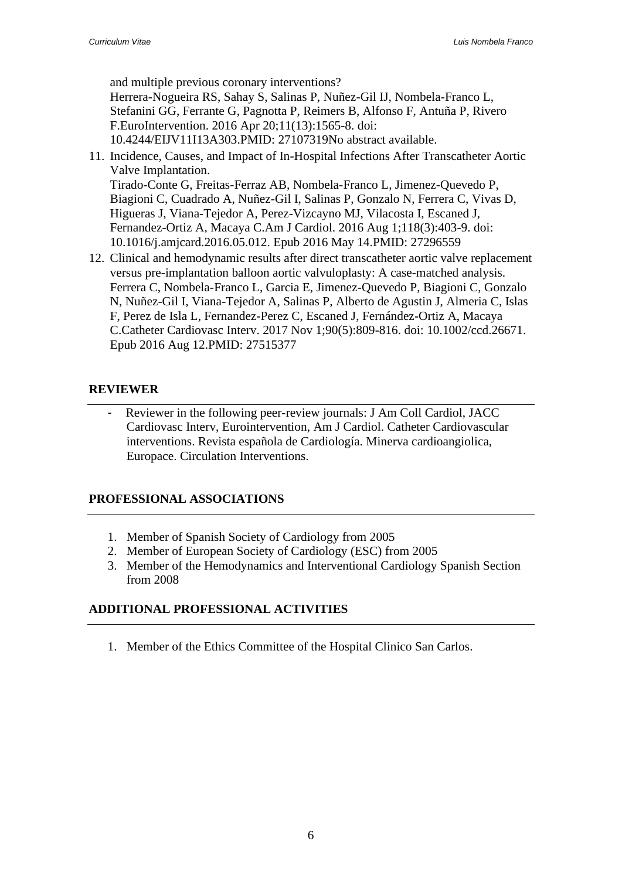and multiple previous coronary interventions?
Herrera-Nogueira RS, Sahay S, Salinas P, Nuñez-Gil IJ, Nombela-Franco L, Stefanini GG, Ferrante G, Pagnotta P, Reimers B, Alfonso F, Antuña P, Rivero F.EuroIntervention. 2016 Apr 20;11(13):1565-8. doi: 10.4244/EIJV11I13A303.PMID: 27107319No abstract available.

11. Incidence, Causes, and Impact of In-Hospital Infections After Transcatheter Aortic Valve Implantation.
Tirado-Conte G, Freitas-Ferraz AB, Nombela-Franco L, Jimenez-Quevedo P, Biagioni C, Cuadrado A, Nuñez-Gil I, Salinas P, Gonzalo N, Ferrera C, Vivas D, Higueras J, Viana-Tejedor A, Perez-Vizcayno MJ, Vilacosta I, Escaned J, Fernandez-Ortiz A, Macaya C.Am J Cardiol. 2016 Aug 1;118(3):403-9. doi: 10.1016/j.amjcard.2016.05.012. Epub 2016 May 14.PMID: 27296559
12. Clinical and hemodynamic results after direct transcatheter aortic valve replacement versus pre-implantation balloon aortic valvuloplasty: A case-matched analysis.
Ferrera C, Nombela-Franco L, Garcia E, Jimenez-Quevedo P, Biagioni C, Gonzalo N, Nuñez-Gil I, Viana-Tejedor A, Salinas P, Alberto de Agustin J, Almeria C, Islas F, Perez de Isla L, Fernandez-Perez C, Escaned J, Fernández-Ortiz A, Macaya C.Catheter Cardiovasc Interv. 2017 Nov 1;90(5):809-816. doi: 10.1002/ccd.26671. Epub 2016 Aug 12.PMID: 27515377

## REVIEWER

- Reviewer in the following peer-review journals: J Am Coll Cardiol, JACC Cardiovasc Interv, Eurointervention, Am J Cardiol. Catheter Cardiovascular interventions. Revista española de Cardiología. Minerva cardioangiolica, Europace. Circulation Interventions.

## PROFESSIONAL ASSOCIATIONS

1. Member of Spanish Society of Cardiology from 2005
2. Member of European Society of Cardiology (ESC) from 2005
3. Member of the Hemodynamics and Interventional Cardiology Spanish Section from 2008

## ADDITIONAL PROFESSIONAL ACTIVITIES

1. Member of the Ethics Committee of the Hospital Clinico San Carlos.